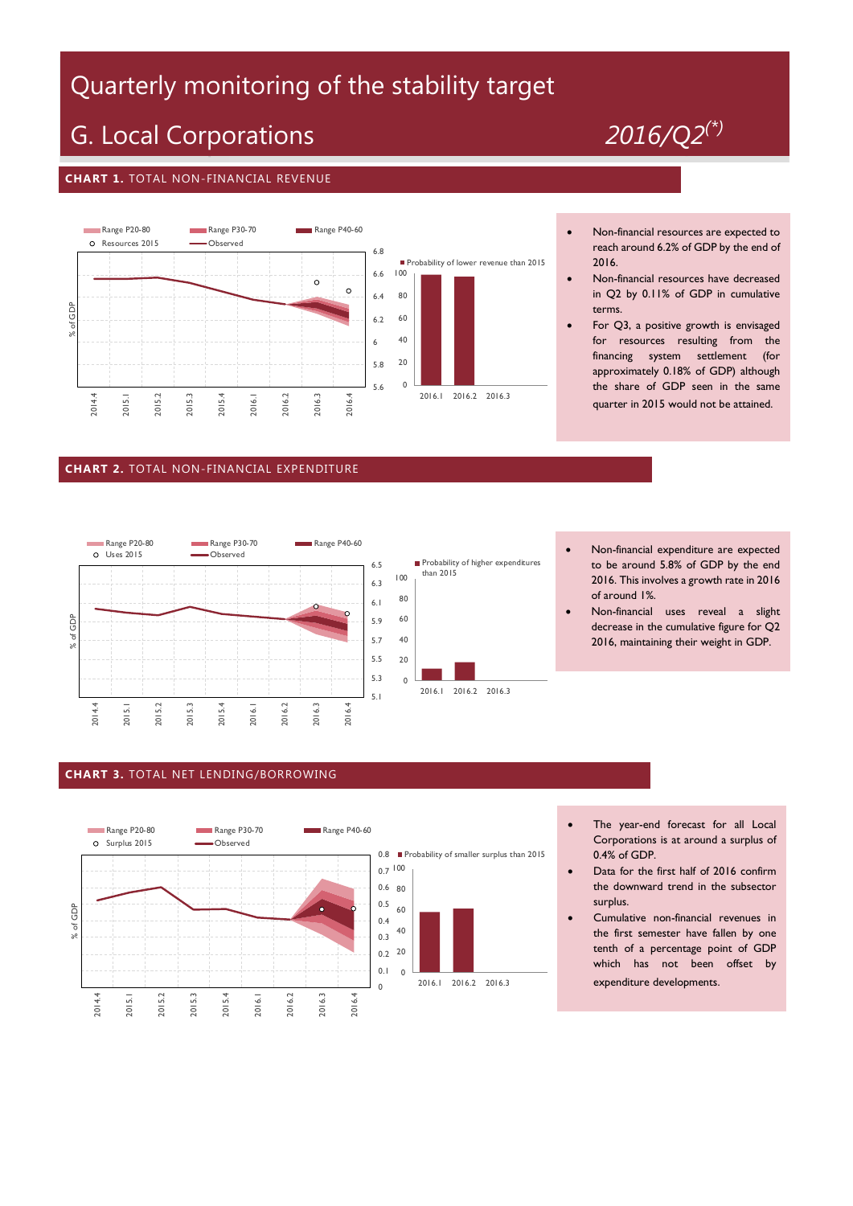# Quarterly monitoring of the stability target

## G. Local Corporations

*2016/Q2(*)*

### CHART 1. TOTAL NON-FINANCIAL REVENUE

- Non-financial resources are expected to reach around 6.2% of GDP by the end of 2016.
- Non-financial resources have decreased in Q2 by 0.11% of GDP in cumulative terms.
- For Q3, a positive growth is envisaged for resources resulting from the financing system settlement (for approximately 0.18% of GDP) although the share of GDP seen in the same quarter in 2015 would not be attained.

### CHART 2. TOTAL NON-FINANCIAL EXPENDITURE

- Non-financial expenditure are expected to be around 5.8% of GDP by the end 2016. This involves a growth rate in 2016 of around 1%.
- Non-financial uses reveal a slight decrease in the cumulative figure for Q2 2016, maintaining their weight in GDP.

### CHART 3. TOTAL NET LENDING/BORROWING

- The year-end forecast for all Local Corporations is at around a surplus of 0.4% of GDP.
- Data for the first half of 2016 confirm the downward trend in the subsector surplus.
- Cumulative non-financial revenues in the first semester have fallen by one tenth of a percentage point of GDP which has not been offset by expenditure developments.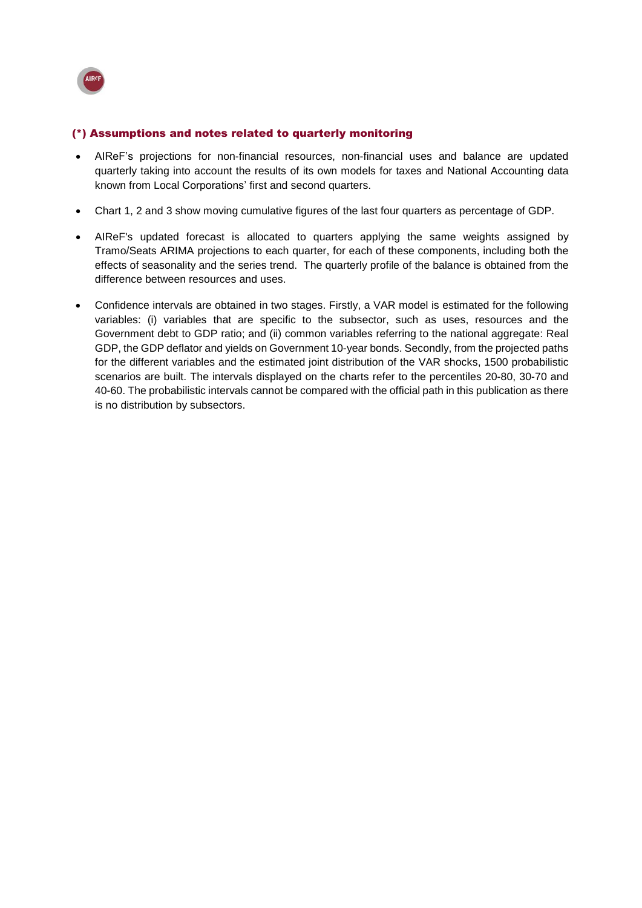### (*) Assumptions and notes related to quarterly monitoring

- AIReF's projections for non-financial resources, non-financial uses and balance are updated quarterly taking into account the results of its own models for taxes and National Accounting data known from Local Corporations' first and second quarters.
- Chart 1, 2 and 3 show moving cumulative figures of the last four quarters as percentage of GDP.
- AIReF's updated forecast is allocated to quarters applying the same weights assigned by Tramo/Seats ARIMA projections to each quarter, for each of these components, including both the effects of seasonality and the series trend. The quarterly profile of the balance is obtained from the difference between resources and uses.
- Confidence intervals are obtained in two stages. Firstly, a VAR model is estimated for the following variables: (i) variables that are specific to the subsector, such as uses, resources and the Government debt to GDP ratio; and (ii) common variables referring to the national aggregate: Real GDP, the GDP deflator and yields on Government 10-year bonds. Secondly, from the projected paths for the different variables and the estimated joint distribution of the VAR shocks, 1500 probabilistic scenarios are built. The intervals displayed on the charts refer to the percentiles 20-80, 30-70 and 40-60. The probabilistic intervals cannot be compared with the official path in this publication as there is no distribution by subsectors.